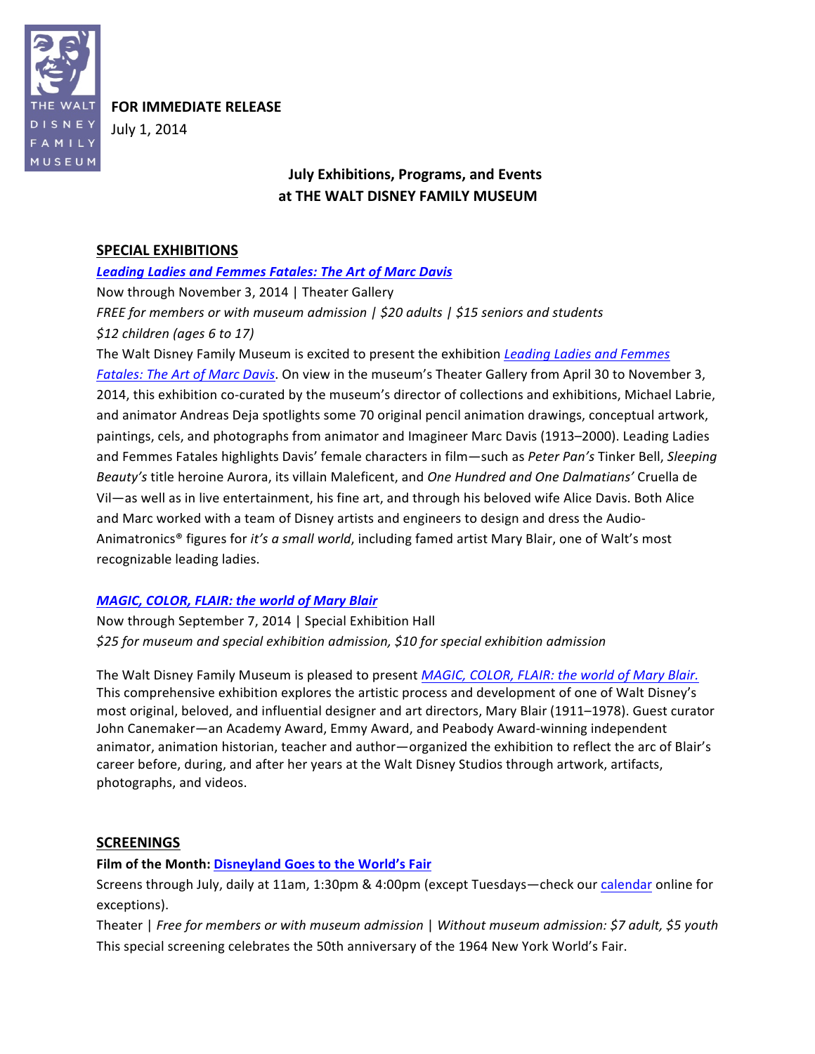**FOR IMMEDIATE RELEASE**
July 1, 2014

## July Exhibitions, Programs, and Events at THE WALT DISNEY FAMILY MUSEUM

### SPECIAL EXHIBITIONS

***Leading Ladies and Femmes Fatales: The Art of Marc Davis***
Now through November 3, 2014 | Theater Gallery
*FREE for members or with museum admission | $20 adults | $15 seniors and students*
*$12 children (ages 6 to 17)*

The Walt Disney Family Museum is excited to present the exhibition *Leading Ladies and Femmes Fatales: The Art of Marc Davis*. On view in the museum's Theater Gallery from April 30 to November 3, 2014, this exhibition co-curated by the museum's director of collections and exhibitions, Michael Labrie, and animator Andreas Deja spotlights some 70 original pencil animation drawings, conceptual artwork, paintings, cels, and photographs from animator and Imagineer Marc Davis (1913–2000). Leading Ladies and Femmes Fatales highlights Davis' female characters in film—such as *Peter Pan's* Tinker Bell, *Sleeping Beauty's* title heroine Aurora, its villain Maleficent, and *One Hundred and One Dalmatians'* Cruella de Vil—as well as in live entertainment, his fine art, and through his beloved wife Alice Davis. Both Alice and Marc worked with a team of Disney artists and engineers to design and dress the Audio-Animatronics® figures for *it's a small world*, including famed artist Mary Blair, one of Walt's most recognizable leading ladies.

***MAGIC, COLOR, FLAIR: the world of Mary Blair***
Now through September 7, 2014 | Special Exhibition Hall
*$25 for museum and special exhibition admission, $10 for special exhibition admission*

The Walt Disney Family Museum is pleased to present *MAGIC, COLOR, FLAIR: the world of Mary Blair.* This comprehensive exhibition explores the artistic process and development of one of Walt Disney's most original, beloved, and influential designer and art directors, Mary Blair (1911–1978). Guest curator John Canemaker—an Academy Award, Emmy Award, and Peabody Award-winning independent animator, animation historian, teacher and author—organized the exhibition to reflect the arc of Blair's career before, during, and after her years at the Walt Disney Studios through artwork, artifacts, photographs, and videos.

### SCREENINGS

**Film of the Month: Disneyland Goes to the World's Fair**
Screens through July, daily at 11am, 1:30pm & 4:00pm (except Tuesdays—check our calendar online for exceptions).
Theater | *Free for members or with museum admission* | *Without museum admission: $7 adult, $5 youth*
This special screening celebrates the 50th anniversary of the 1964 New York World's Fair.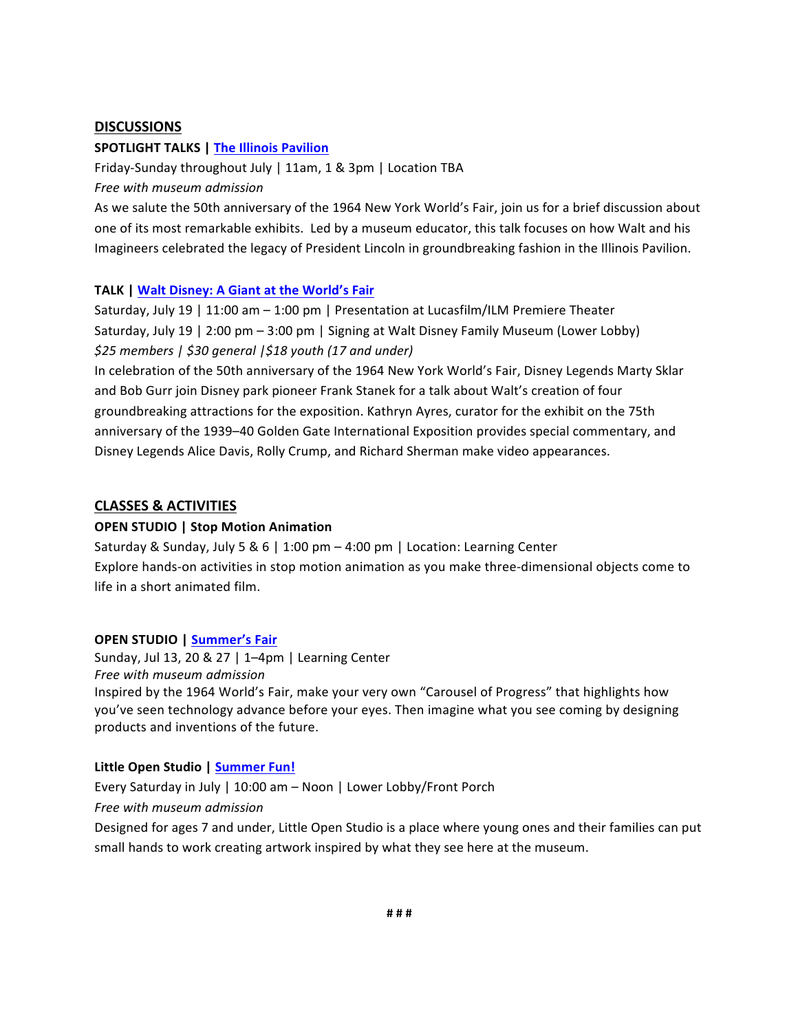## DISCUSSIONS

**SPOTLIGHT TALKS | The Illinois Pavilion**

Friday-Sunday throughout July | 11am, 1 & 3pm | Location TBA

*Free with museum admission*

As we salute the 50th anniversary of the 1964 New York World's Fair, join us for a brief discussion about one of its most remarkable exhibits. Led by a museum educator, this talk focuses on how Walt and his Imagineers celebrated the legacy of President Lincoln in groundbreaking fashion in the Illinois Pavilion.

**TALK | Walt Disney: A Giant at the World's Fair**

Saturday, July 19 | 11:00 am – 1:00 pm | Presentation at Lucasfilm/ILM Premiere Theater

Saturday, July 19 | 2:00 pm – 3:00 pm | Signing at Walt Disney Family Museum (Lower Lobby)

*$25 members | $30 general |$18 youth (17 and under)*

In celebration of the 50th anniversary of the 1964 New York World's Fair, Disney Legends Marty Sklar and Bob Gurr join Disney park pioneer Frank Stanek for a talk about Walt's creation of four groundbreaking attractions for the exposition. Kathryn Ayres, curator for the exhibit on the 75th anniversary of the 1939–40 Golden Gate International Exposition provides special commentary, and Disney Legends Alice Davis, Rolly Crump, and Richard Sherman make video appearances.

## CLASSES & ACTIVITIES

**OPEN STUDIO | Stop Motion Animation**

Saturday & Sunday, July 5 & 6 | 1:00 pm – 4:00 pm | Location: Learning Center

Explore hands-on activities in stop motion animation as you make three-dimensional objects come to life in a short animated film.

**OPEN STUDIO | Summer's Fair**

Sunday, Jul 13, 20 & 27 | 1–4pm | Learning Center

*Free with museum admission*

Inspired by the 1964 World's Fair, make your very own "Carousel of Progress" that highlights how you've seen technology advance before your eyes. Then imagine what you see coming by designing products and inventions of the future.

**Little Open Studio | Summer Fun!**

Every Saturday in July | 10:00 am – Noon | Lower Lobby/Front Porch

*Free with museum admission*

Designed for ages 7 and under, Little Open Studio is a place where young ones and their families can put small hands to work creating artwork inspired by what they see here at the museum.

# # #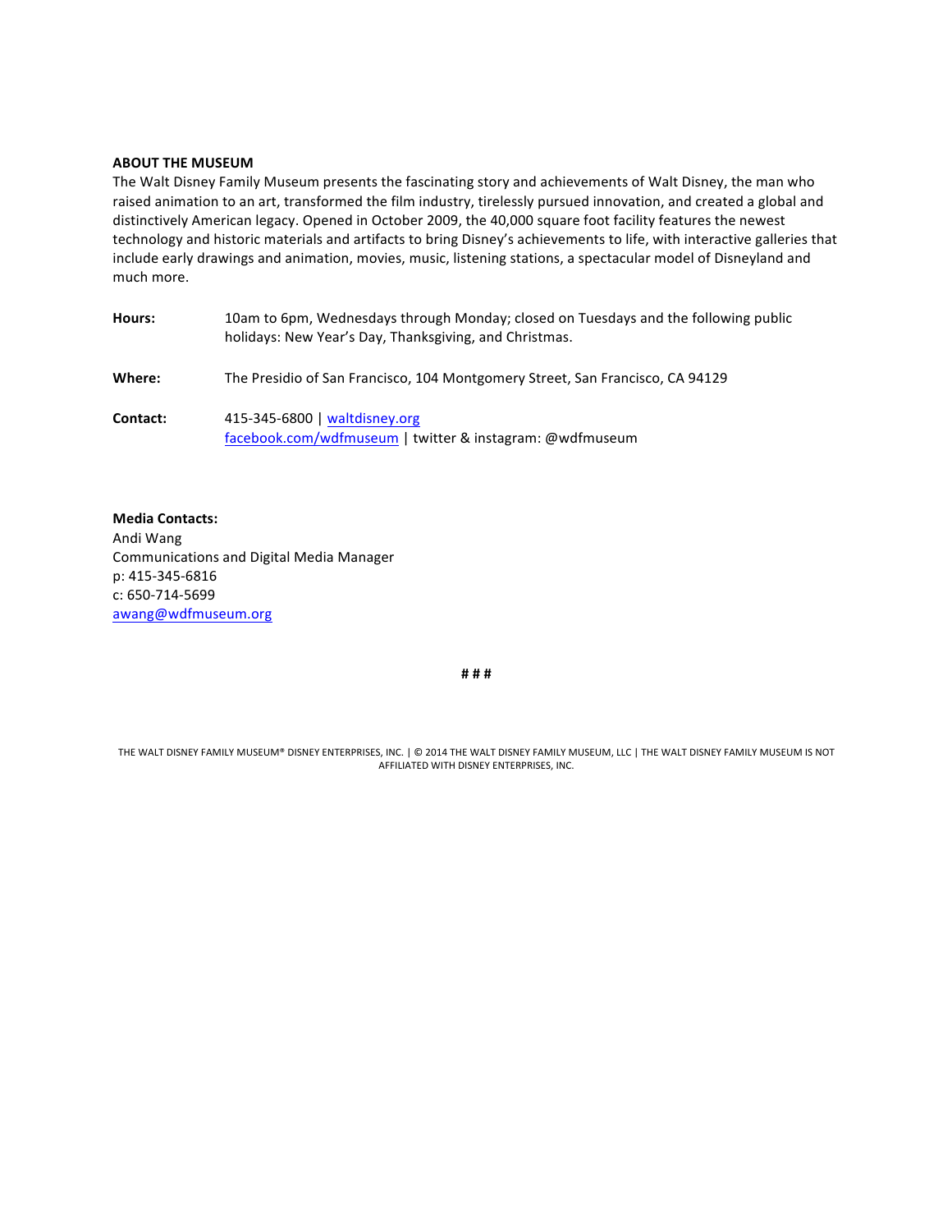**ABOUT THE MUSEUM**

The Walt Disney Family Museum presents the fascinating story and achievements of Walt Disney, the man who raised animation to an art, transformed the film industry, tirelessly pursued innovation, and created a global and distinctively American legacy. Opened in October 2009, the 40,000 square foot facility features the newest technology and historic materials and artifacts to bring Disney's achievements to life, with interactive galleries that include early drawings and animation, movies, music, listening stations, a spectacular model of Disneyland and much more.

| | |
|---|---|
| **Hours:** | 10am to 6pm, Wednesdays through Monday; closed on Tuesdays and the following public holidays: New Year's Day, Thanksgiving, and Christmas. |
| **Where:** | The Presidio of San Francisco, 104 Montgomery Street, San Francisco, CA 94129 |
| **Contact:** | 415-345-6800 \| waltdisney.org<br>facebook.com/wdfmuseum \| twitter & instagram: @wdfmuseum |

**Media Contacts:**
Andi Wang
Communications and Digital Media Manager
p: 415-345-6816
c: 650-714-5699
awang@wdfmuseum.org

# # #

THE WALT DISNEY FAMILY MUSEUM® DISNEY ENTERPRISES, INC. | © 2014 THE WALT DISNEY FAMILY MUSEUM, LLC | THE WALT DISNEY FAMILY MUSEUM IS NOT AFFILIATED WITH DISNEY ENTERPRISES, INC.